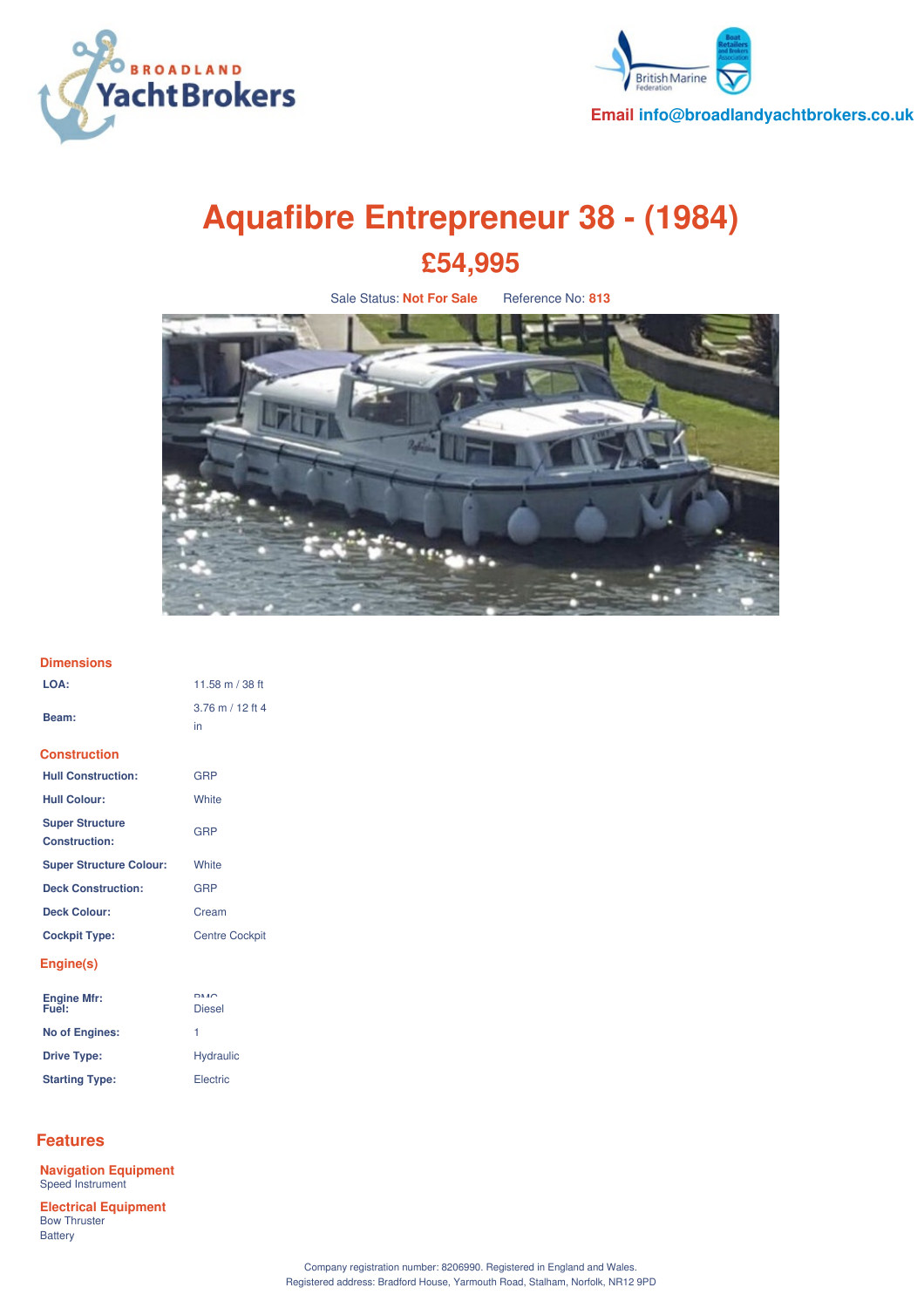Email info@broadlandyachtbrokers.co.uk

# Aquafibre Entrepreneur 38 - (1984)

## £54,995

Sale Status: **Not For Sale** Reference No: **813**

### Dimensions

| | |
|---|---|
| **LOA:** | 11.58 m / 38 ft |
| **Beam:** | 3.76 m / 12 ft 4 in |

### Construction

| | |
|---|---|
| **Hull Construction:** | GRP |
| **Hull Colour:** | White |
| **Super Structure Construction:** | GRP |
| **Super Structure Colour:** | White |
| **Deck Construction:** | GRP |
| **Deck Colour:** | Cream |
| **Cockpit Type:** | Centre Cockpit |

### Engine(s)

| | |
|---|---|
| **Engine Mfr:** | BMC |
| **Fuel:** | Diesel |
| **No of Engines:** | 1 |
| **Drive Type:** | Hydraulic |
| **Starting Type:** | Electric |

## Features

### Navigation Equipment

Speed Instrument

### Electrical Equipment

Bow Thruster
Battery

Company registration number: 8206990. Registered in England and Wales.
Registered address: Bradford House, Yarmouth Road, Stalham, Norfolk, NR12 9PD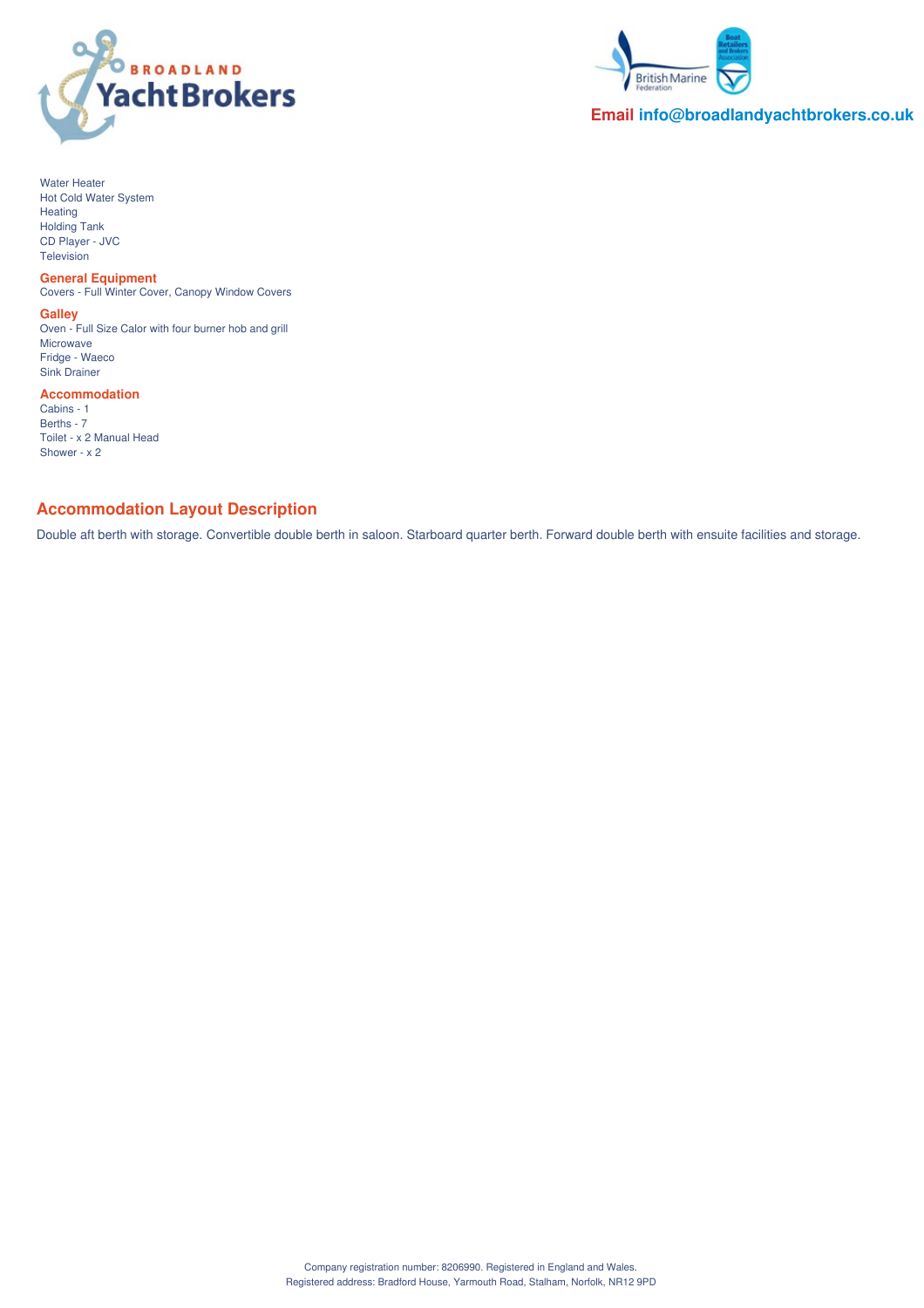Water Heater
Hot Cold Water System
Heating
Holding Tank
CD Player - JVC
Television

### General Equipment

Covers - Full Winter Cover, Canopy Window Covers

### Galley

Oven - Full Size Calor with four burner hob and grill
Microwave
Fridge - Waeco
Sink Drainer

### Accommodation

Cabins - 1
Berths - 7
Toilet - x 2 Manual Head
Shower - x 2

## Accommodation Layout Description

Double aft berth with storage. Convertible double berth in saloon. Starboard quarter berth. Forward double berth with ensuite facilities and storage.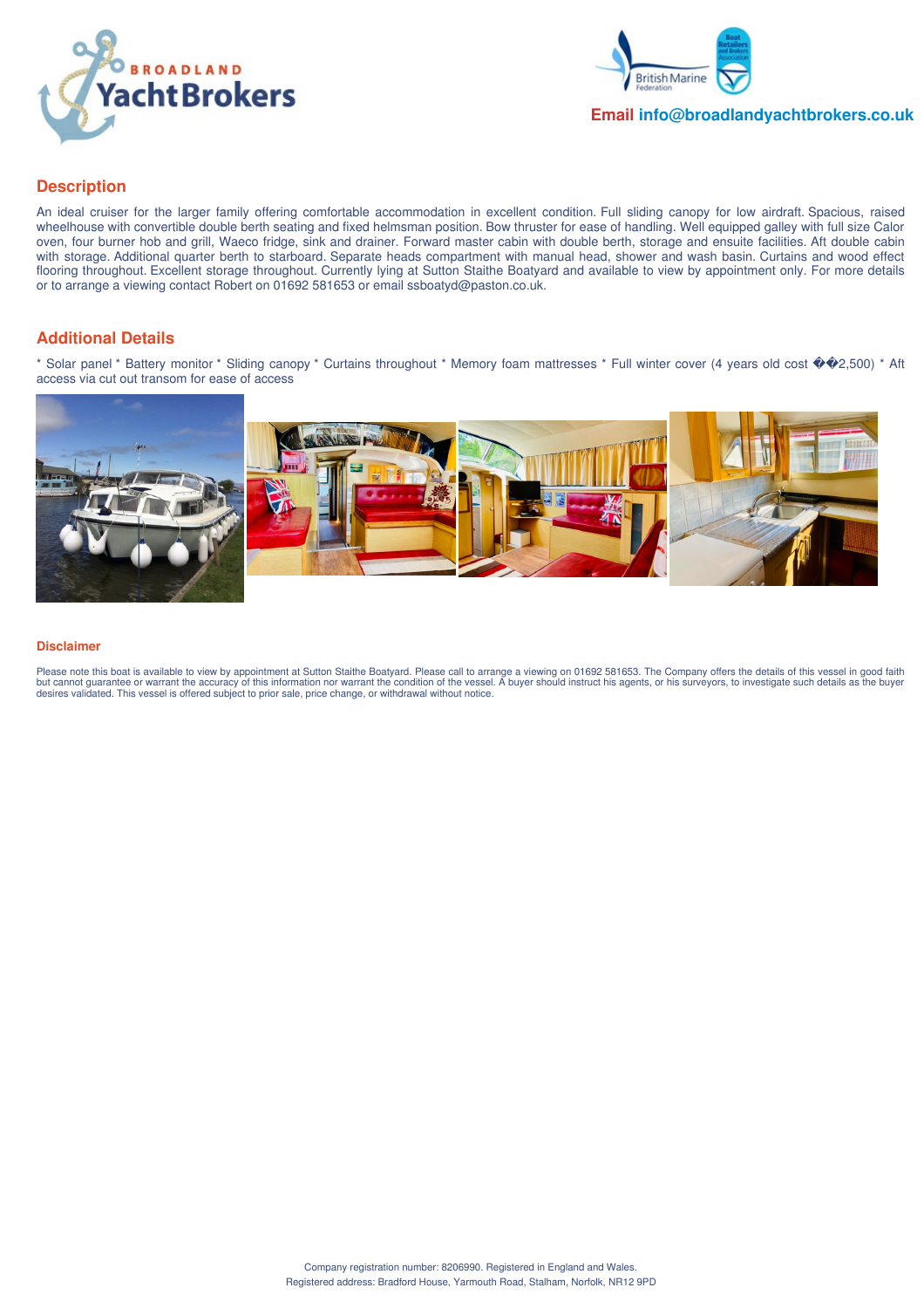Email info@broadlandyachtbrokers.co.uk

## Description

An ideal cruiser for the larger family offering comfortable accommodation in excellent condition. Full sliding canopy for low airdraft. Spacious, raised wheelhouse with convertible double berth seating and fixed helmsman position. Bow thruster for ease of handling. Well equipped galley with full size Calor oven, four burner hob and grill, Waeco fridge, sink and drainer. Forward master cabin with double berth, storage and ensuite facilities. Aft double cabin with storage. Additional quarter berth to starboard. Separate heads compartment with manual head, shower and wash basin. Curtains and wood effect flooring throughout. Excellent storage throughout. Currently lying at Sutton Staithe Boatyard and available to view by appointment only. For more details or to arrange a viewing contact Robert on 01692 581653 or email ssboatyd@paston.co.uk.

## Additional Details

* Solar panel * Battery monitor * Sliding canopy * Curtains throughout * Memory foam mattresses * Full winter cover (4 years old cost ��2,500) * Aft access via cut out transom for ease of access

### Disclaimer

Please note this boat is available to view by appointment at Sutton Staithe Boatyard. Please call to arrange a viewing on 01692 581653. The Company offers the details of this vessel in good faith but cannot guarantee or warrant the accuracy of this information nor warrant the condition of the vessel. A buyer should instruct his agents, or his surveyors, to investigate such details as the buyer desires validated. This vessel is offered subject to prior sale, price change, or withdrawal without notice.

Company registration number: 8206990. Registered in England and Wales.
Registered address: Bradford House, Yarmouth Road, Stalham, Norfolk, NR12 9PD